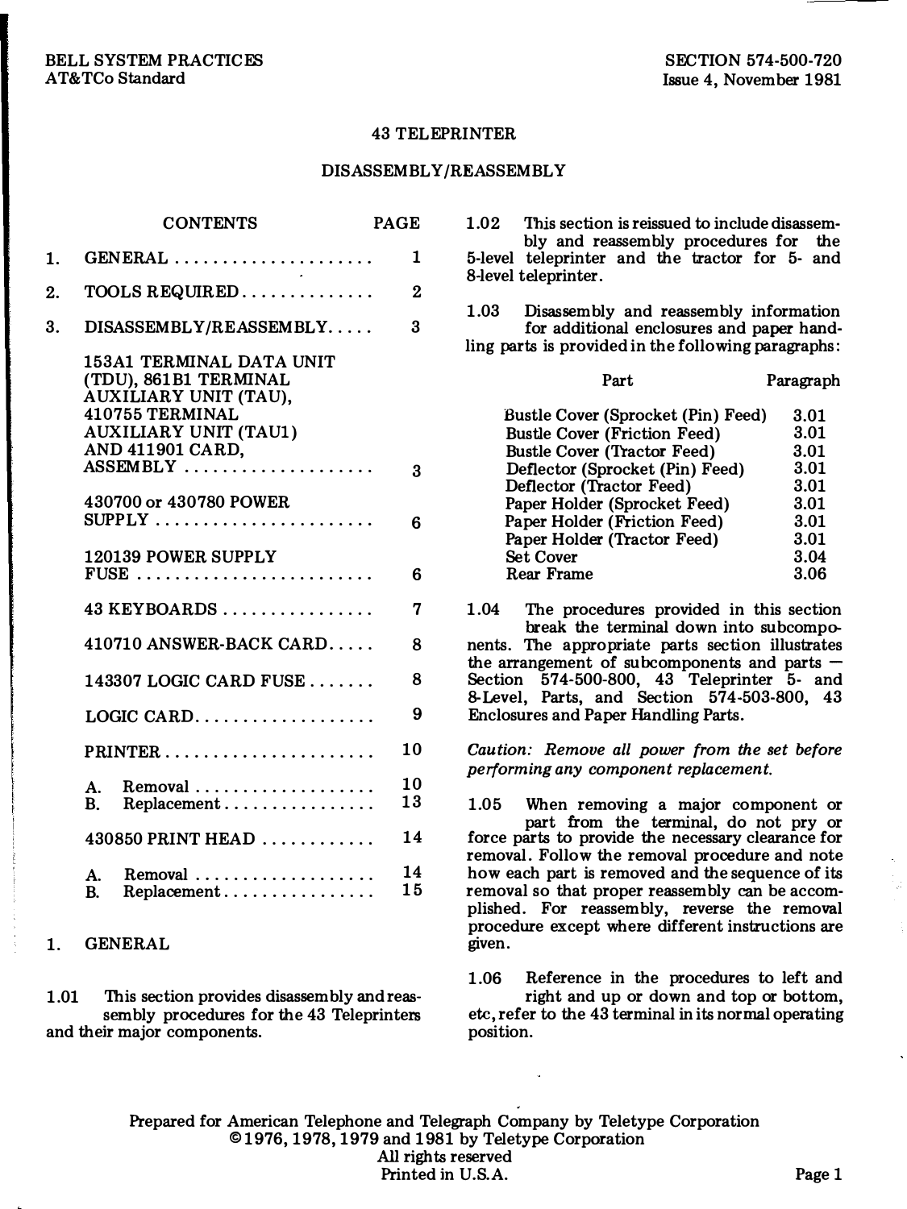BELL SYSTEM PRACTICES
AT&TCo Standard

SECTION 574-500-720
Issue 4, November 1981

# 43 TELEPRINTER

## DISASSEMBLY/REASSEMBLY

| CONTENTS | PAGE |
|---|---|
| 1. GENERAL | 1 |
| 2. TOOLS REQUIRED | 2 |
| 3. DISASSEMBLY/REASSEMBLY | 3 |
| 153A1 TERMINAL DATA UNIT (TDU), 861B1 TERMINAL AUXILIARY UNIT (TAU), 410755 TERMINAL AUXILIARY UNIT (TAU1) AND 411901 CARD, ASSEMBLY | 3 |
| 430700 or 430780 POWER SUPPLY | 6 |
| 120139 POWER SUPPLY FUSE | 6 |
| 43 KEYBOARDS | 7 |
| 410710 ANSWER-BACK CARD | 8 |
| 143307 LOGIC CARD FUSE | 8 |
| LOGIC CARD | 9 |
| PRINTER | 10 |
| A. Removal | 10 |
| B. Replacement | 13 |
| 430850 PRINT HEAD | 14 |
| A. Removal | 14 |
| B. Replacement | 15 |

## 1. GENERAL

1.01 This section provides disassembly and reassembly procedures for the 43 Teleprinters and their major components.

1.02 This section is reissued to include disassembly and reassembly procedures for the 5-level teleprinter and the tractor for 5- and 8-level teleprinter.

1.03 Disassembly and reassembly information for additional enclosures and paper handling parts is provided in the following paragraphs:

| Part | Paragraph |
|---|---|
| Bustle Cover (Sprocket (Pin) Feed) | 3.01 |
| Bustle Cover (Friction Feed) | 3.01 |
| Bustle Cover (Tractor Feed) | 3.01 |
| Deflector (Sprocket (Pin) Feed) | 3.01 |
| Deflector (Tractor Feed) | 3.01 |
| Paper Holder (Sprocket Feed) | 3.01 |
| Paper Holder (Friction Feed) | 3.01 |
| Paper Holder (Tractor Feed) | 3.01 |
| Set Cover | 3.04 |
| Rear Frame | 3.06 |

1.04 The procedures provided in this section break the terminal down into subcomponents. The appropriate parts section illustrates the arrangement of subcomponents and parts — Section 574-500-800, 43 Teleprinter 5- and 8-Level, Parts, and Section 574-503-800, 43 Enclosures and Paper Handling Parts.

*Caution: Remove all power from the set before performing any component replacement.*

1.05 When removing a major component or part from the terminal, do not pry or force parts to provide the necessary clearance for removal. Follow the removal procedure and note how each part is removed and the sequence of its removal so that proper reassembly can be accomplished. For reassembly, reverse the removal procedure except where different instructions are given.

1.06 Reference in the procedures to left and right and up or down and top or bottom, etc, refer to the 43 terminal in its normal operating position.

Prepared for American Telephone and Telegraph Company by Teletype Corporation
©1976, 1978, 1979 and 1981 by Teletype Corporation
All rights reserved
Printed in U.S.A.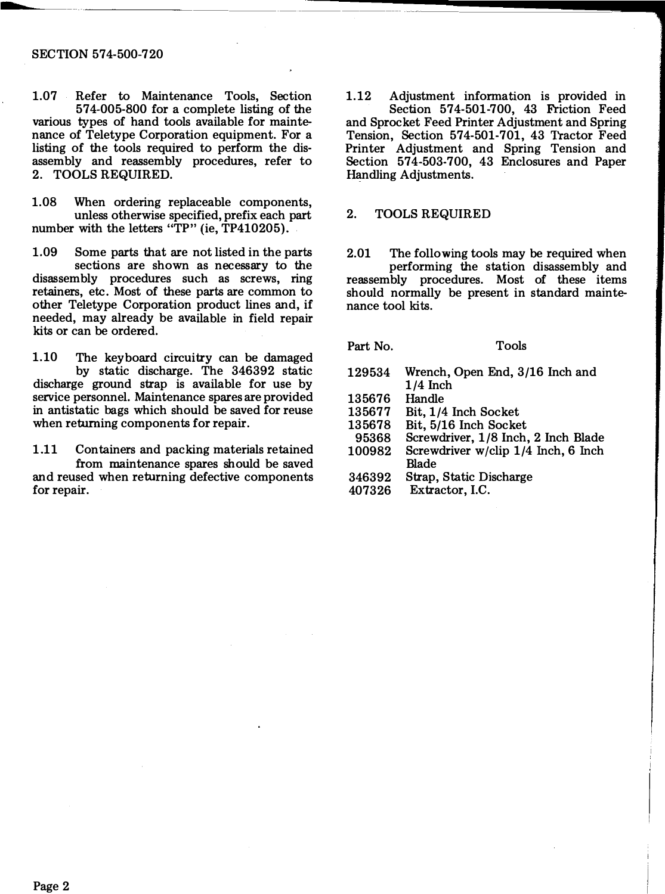1.07 Refer to Maintenance Tools, Section 574-005-800 for a complete listing of the various types of hand tools available for maintenance of Teletype Corporation equipment. For a listing of the tools required to perform the disassembly and reassembly procedures, refer to 2. TOOLS REQUIRED.

1.08 When ordering replaceable components, unless otherwise specified, prefix each part number with the letters "TP" (ie, TP410205).

1.09 Some parts that are not listed in the parts sections are shown as necessary to the disassembly procedures such as screws, ring retainers, etc. Most of these parts are common to other Teletype Corporation product lines and, if needed, may already be available in field repair kits or can be ordered.

1.10 The keyboard circuitry can be damaged by static discharge. The 346392 static discharge ground strap is available for use by service personnel. Maintenance spares are provided in antistatic bags which should be saved for reuse when returning components for repair.

1.11 Containers and packing materials retained from maintenance spares should be saved and reused when returning defective components for repair.

1.12 Adjustment information is provided in Section 574-501-700, 43 Friction Feed and Sprocket Feed Printer Adjustment and Spring Tension, Section 574-501-701, 43 Tractor Feed Printer Adjustment and Spring Tension and Section 574-503-700, 43 Enclosures and Paper Handling Adjustments.

## 2. TOOLS REQUIRED

2.01 The following tools may be required when performing the station disassembly and reassembly procedures. Most of these items should normally be present in standard maintenance tool kits.

| Part No. | Tools |
|---|---|
| 129534 | Wrench, Open End, 3/16 Inch and 1/4 Inch |
| 135676 | Handle |
| 135677 | Bit, 1/4 Inch Socket |
| 135678 | Bit, 5/16 Inch Socket |
| 95368 | Screwdriver, 1/8 Inch, 2 Inch Blade |
| 100982 | Screwdriver w/clip 1/4 Inch, 6 Inch Blade |
| 346392 | Strap, Static Discharge |
| 407326 | Extractor, I.C. |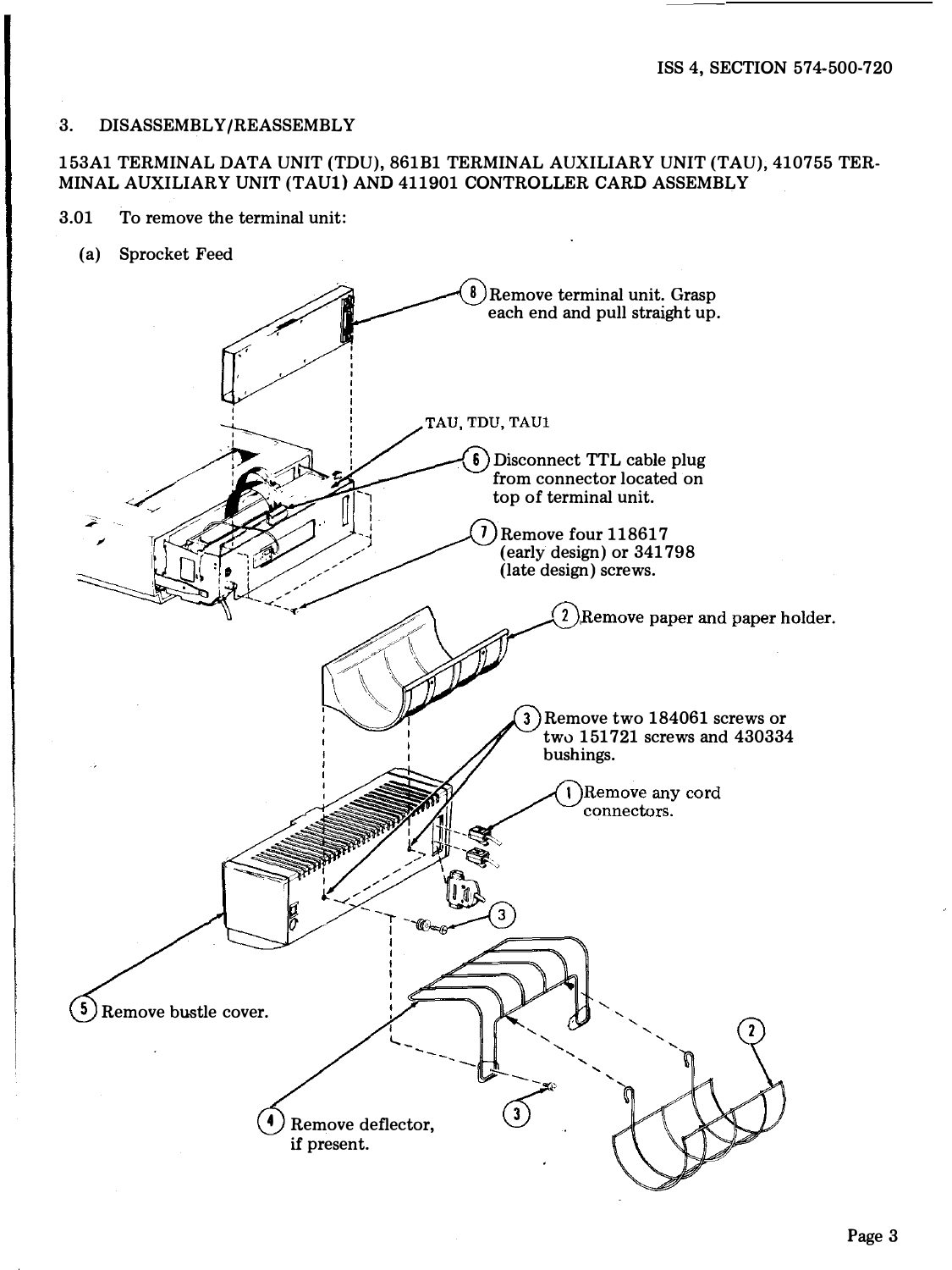## 3. DISASSEMBLY/REASSEMBLY

### 153A1 TERMINAL DATA UNIT (TDU), 861B1 TERMINAL AUXILIARY UNIT (TAU), 410755 TERMINAL AUXILIARY UNIT (TAU1) AND 411901 CONTROLLER CARD ASSEMBLY

3.01 To remove the terminal unit:

(a) Sprocket Feed

(8) Remove terminal unit. Grasp each end and pull straight up.

TAU, TDU, TAU1

(6) Disconnect TTL cable plug from connector located on top of terminal unit.

(7) Remove four 118617 (early design) or 341798 (late design) screws.

(2) Remove paper and paper holder.

(3) Remove two 184061 screws or two 151721 screws and 430334 bushings.

(1) Remove any cord connectors.

(5) Remove bustle cover.

(4) Remove deflector, if present.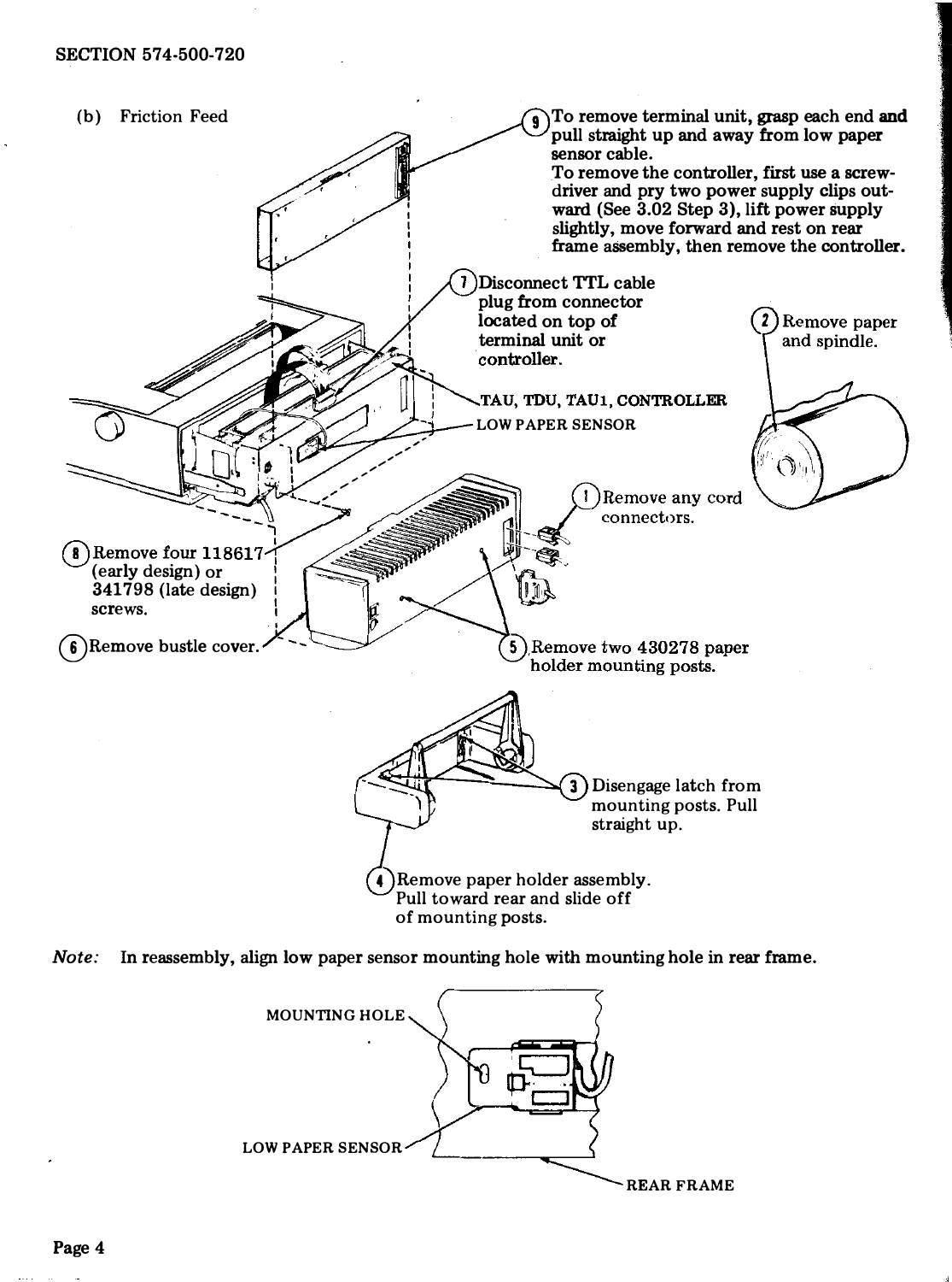(b) Friction Feed

(9) To remove terminal unit, grasp each end and pull straight up and away from low paper sensor cable.
To remove the controller, first use a screwdriver and pry two power supply clips outward (See 3.02 Step 3), lift power supply slightly, move forward and rest on rear frame assembly, then remove the controller.

(7) Disconnect TTL cable plug from connector located on top of terminal unit or controller.

TAU, TDU, TAU1, CONTROLLER

LOW PAPER SENSOR

(2) Remove paper and spindle.

(1) Remove any cord connectors.

(8) Remove four 118617 (early design) or 341798 (late design) screws.

(6) Remove bustle cover.

(5) Remove two 430278 paper holder mounting posts.

(3) Disengage latch from mounting posts. Pull straight up.

(4) Remove paper holder assembly. Pull toward rear and slide off of mounting posts.

*Note:* In reassembly, align low paper sensor mounting hole with mounting hole in rear frame.

MOUNTING HOLE

LOW PAPER SENSOR

REAR FRAME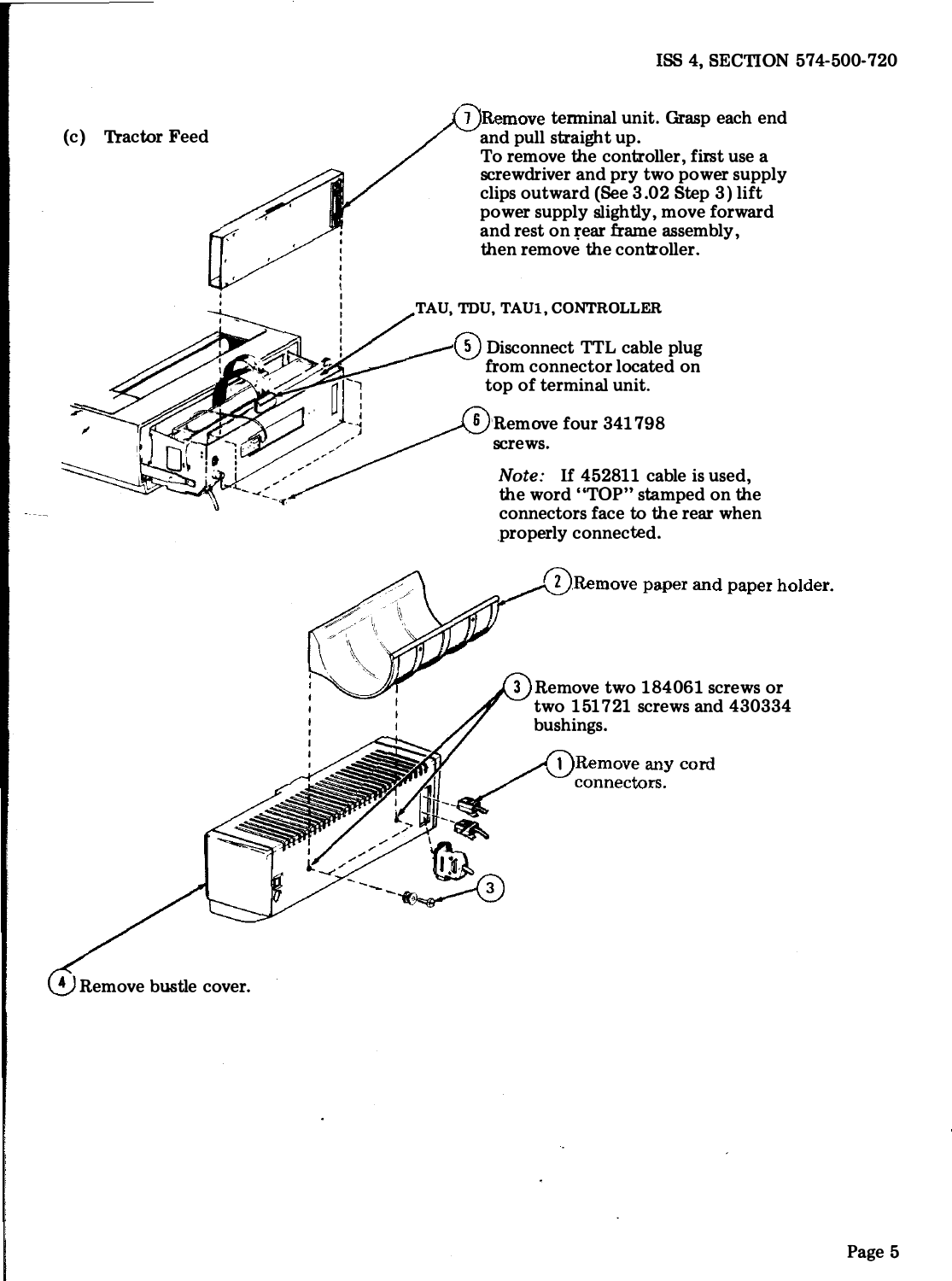(c) Tractor Feed

(7) Remove terminal unit. Grasp each end and pull straight up.
To remove the controller, first use a screwdriver and pry two power supply clips outward (See 3.02 Step 3) lift power supply slightly, move forward and rest on rear frame assembly, then remove the controller.

TAU, TDU, TAU1, CONTROLLER

(5) Disconnect TTL cable plug from connector located on top of terminal unit.

(6) Remove four 341798 screws.

*Note:* If 452811 cable is used, the word "TOP" stamped on the connectors face to the rear when properly connected.

(2) Remove paper and paper holder.

(3) Remove two 184061 screws or two 151721 screws and 430334 bushings.

(1) Remove any cord connectors.

(3)

(4) Remove bustle cover.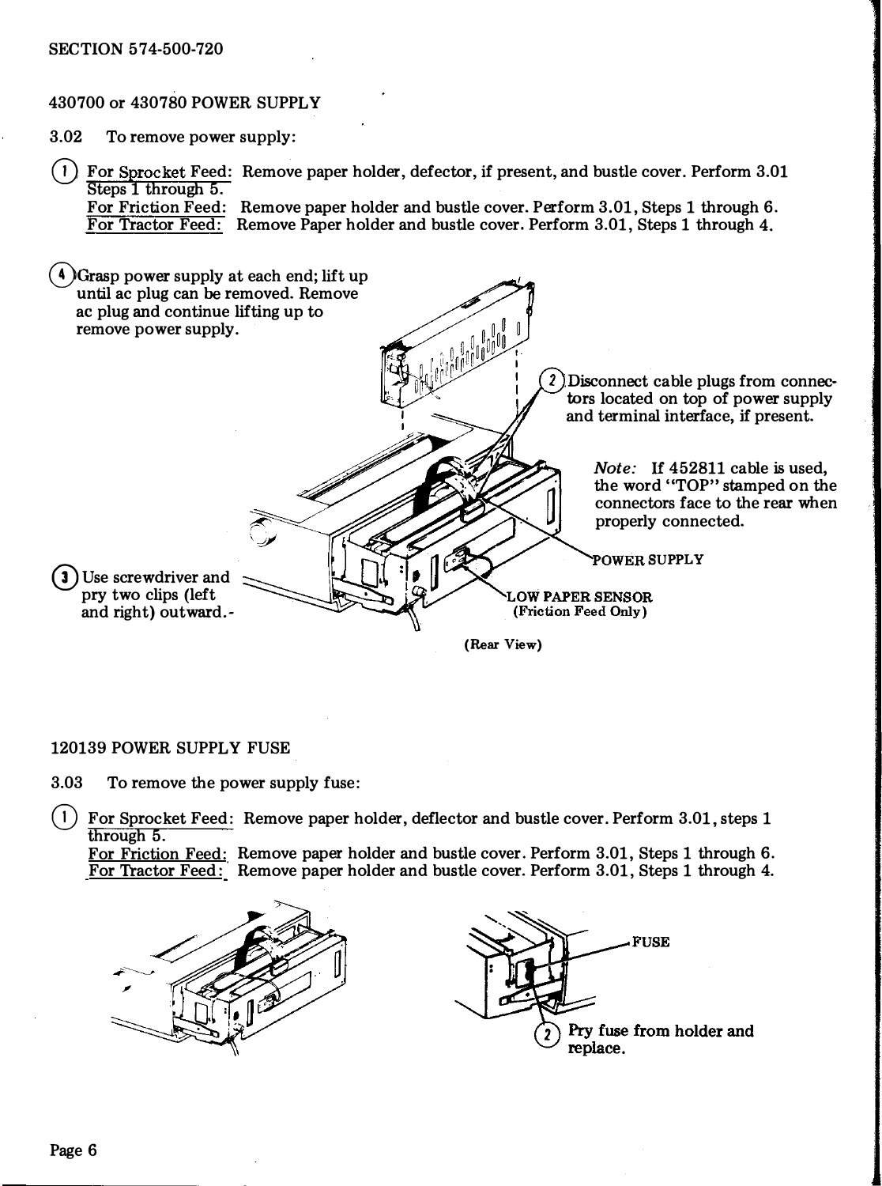## 430700 or 430780 POWER SUPPLY

3.02 To remove power supply:

(1) For Sprocket Feed: Remove paper holder, defector, if present, and bustle cover. Perform 3.01 Steps 1 through 5.
For Friction Feed: Remove paper holder and bustle cover. Perform 3.01, Steps 1 through 6.
For Tractor Feed: Remove Paper holder and bustle cover. Perform 3.01, Steps 1 through 4.

(4) Grasp power supply at each end; lift up until ac plug can be removed. Remove ac plug and continue lifting up to remove power supply.

(2) Disconnect cable plugs from connectors located on top of power supply and terminal interface, if present.

*Note:* If 452811 cable is used, the word "TOP" stamped on the connectors face to the rear when properly connected.

POWER SUPPLY

(3) Use screwdriver and pry two clips (left and right) outward.

LOW PAPER SENSOR (Friction Feed Only)

(Rear View)

## 120139 POWER SUPPLY FUSE

3.03 To remove the power supply fuse:

(1) For Sprocket Feed: Remove paper holder, deflector and bustle cover. Perform 3.01, steps 1 through 5.
For Friction Feed: Remove paper holder and bustle cover. Perform 3.01, Steps 1 through 6.
For Tractor Feed: Remove paper holder and bustle cover. Perform 3.01, Steps 1 through 4.

FUSE

(2) Pry fuse from holder and replace.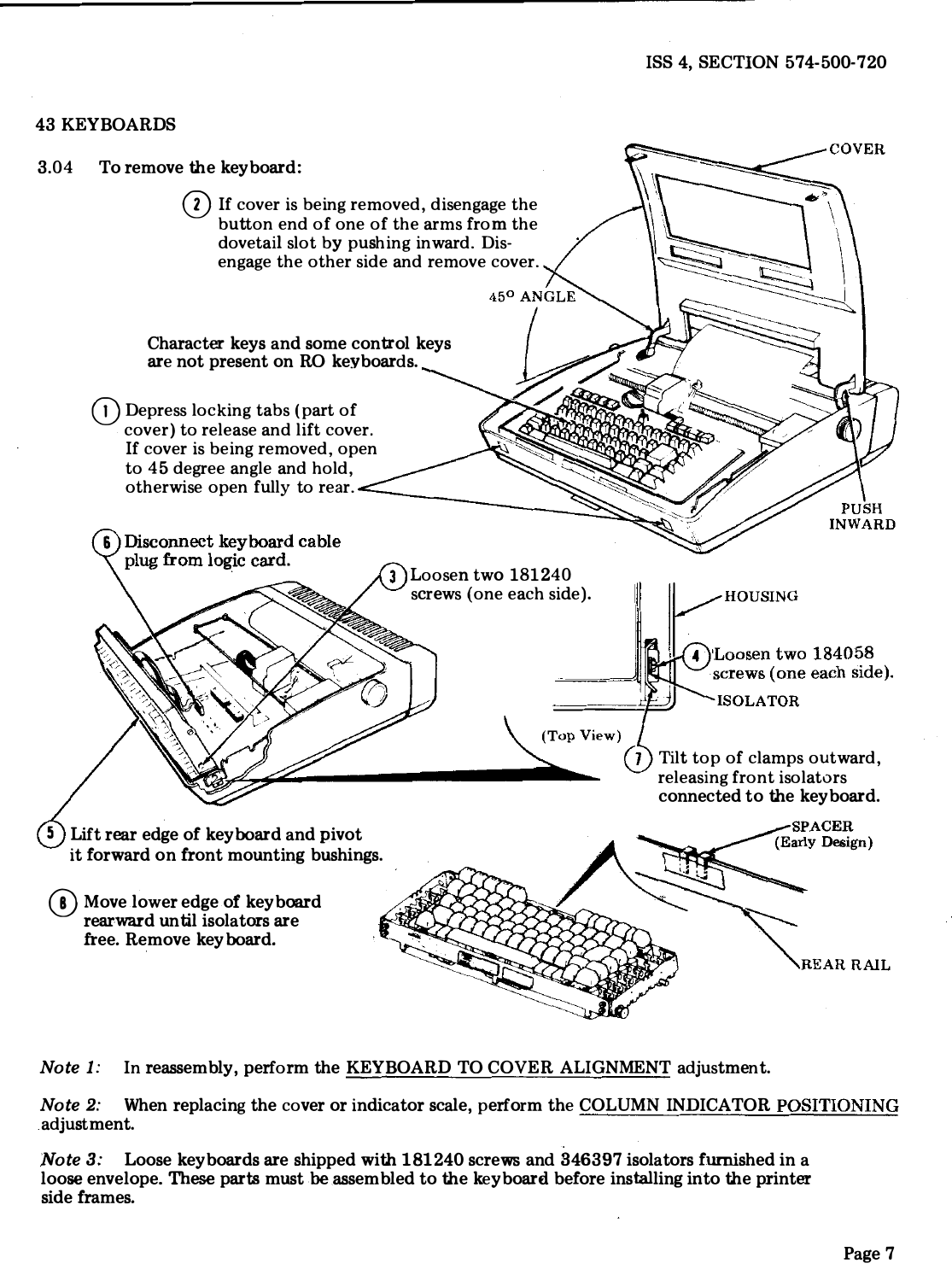## 43 KEYBOARDS

3.04 To remove the keyboard:

(1) Depress locking tabs (part of cover) to release and lift cover. If cover is being removed, open to 45 degree angle and hold, otherwise open fully to rear.

(2) If cover is being removed, disengage the button end of one of the arms from the dovetail slot by pushing inward. Disengage the other side and remove cover.

Character keys and some control keys are not present on RO keyboards.

COVER

45° ANGLE

PUSH INWARD

(3) Loosen two 181240 screws (one each side).

(4) Loosen two 184058 screws (one each side).

HOUSING

ISOLATOR

(Top View)

(5) Lift rear edge of keyboard and pivot it forward on front mounting bushings.

(6) Disconnect keyboard cable plug from logic card.

(7) Tilt top of clamps outward, releasing front isolators connected to the keyboard.

(8) Move lower edge of keyboard rearward until isolators are free. Remove keyboard.

SPACER (Early Design)

REAR RAIL

*Note 1:* In reassembly, perform the KEYBOARD TO COVER ALIGNMENT adjustment.

*Note 2:* When replacing the cover or indicator scale, perform the COLUMN INDICATOR POSITIONING adjustment.

*Note 3:* Loose keyboards are shipped with 181240 screws and 346397 isolators furnished in a loose envelope. These parts must be assembled to the keyboard before installing into the printer side frames.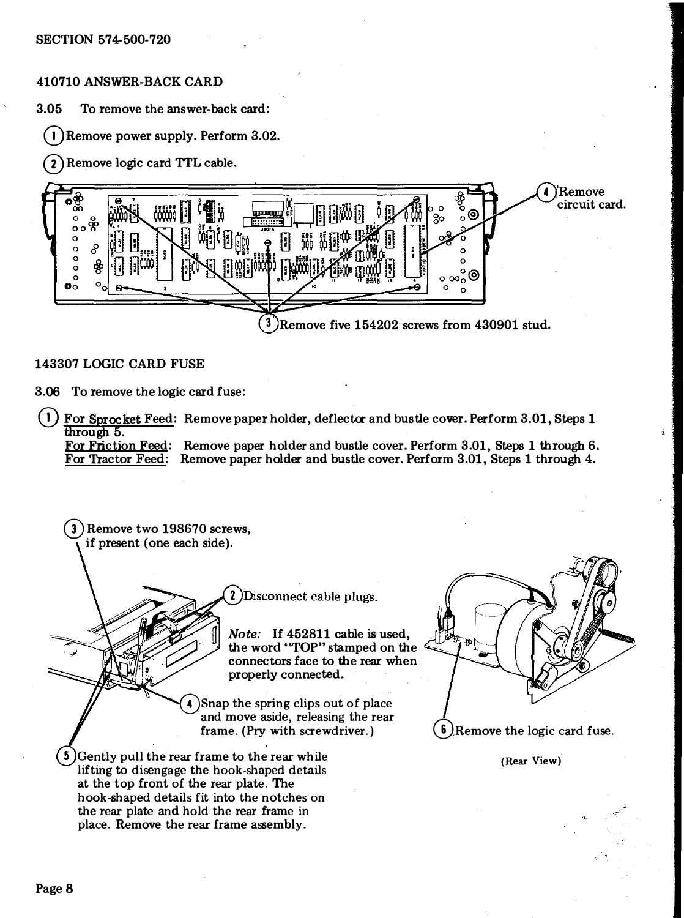## 410710 ANSWER-BACK CARD

3.05 To remove the answer-back card:

(1) Remove power supply. Perform 3.02.

(2) Remove logic card TTL cable.

(3) Remove five 154202 screws from 430901 stud.

(4) Remove circuit card.

## 143307 LOGIC CARD FUSE

3.06 To remove the logic card fuse:

(1) For Sprocket Feed: Remove paper holder, deflector and bustle cover. Perform 3.01, Steps 1 through 5.
For Friction Feed: Remove paper holder and bustle cover. Perform 3.01, Steps 1 through 6.
For Tractor Feed: Remove paper holder and bustle cover. Perform 3.01, Steps 1 through 4.

(2) Disconnect cable plugs.

*Note:* If 452811 cable is used, the word "TOP" stamped on the connectors face to the rear when properly connected.

(3) Remove two 198670 screws, if present (one each side).

(4) Snap the spring clips out of place and move aside, releasing the rear frame. (Pry with screwdriver.)

(5) Gently pull the rear frame to the rear while lifting to disengage the hook-shaped details at the top front of the rear plate. The hook-shaped details fit into the notches on the rear plate and hold the rear frame in place. Remove the rear frame assembly.

(6) Remove the logic card fuse.

(Rear View)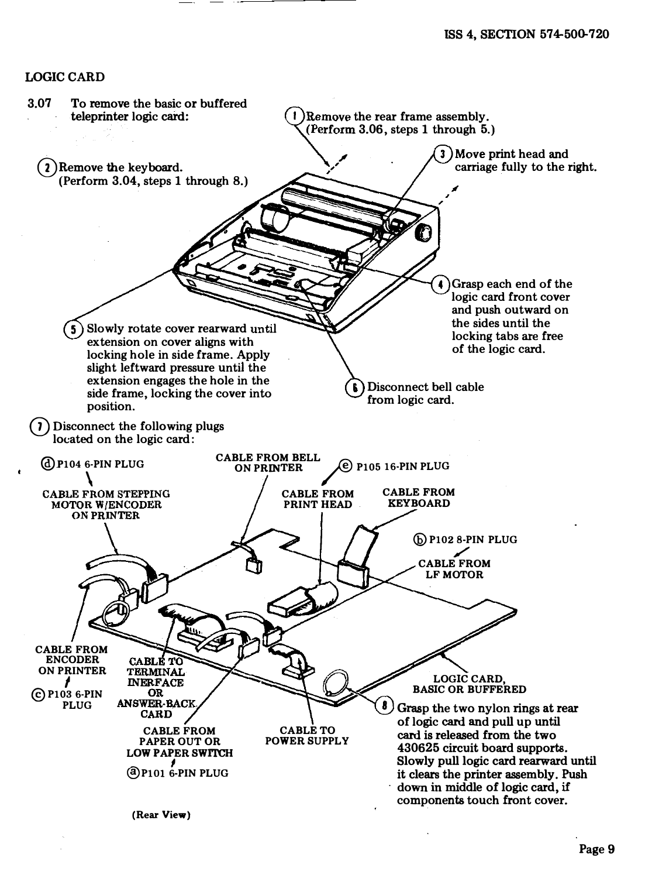## LOGIC CARD

3.07 To remove the basic or buffered teleprinter logic card:

(1) Remove the rear frame assembly. (Perform 3.06, steps 1 through 5.)

(2) Remove the keyboard. (Perform 3.04, steps 1 through 8.)

(3) Move print head and carriage fully to the right.

(4) Grasp each end of the logic card front cover and push outward on the sides until the locking tabs are free of the logic card.

(5) Slowly rotate cover rearward until extension on cover aligns with locking hole in side frame. Apply slight leftward pressure until the extension engages the hole in the side frame, locking the cover into position.

(6) Disconnect bell cable from logic card.

(7) Disconnect the following plugs located on the logic card:

- (d) P104 6-PIN PLUG — CABLE FROM STEPPING MOTOR W/ENCODER ON PRINTER
- CABLE FROM BELL ON PRINTER
- (e) P105 16-PIN PLUG — CABLE FROM PRINT HEAD
- CABLE FROM KEYBOARD
- (b) P102 8-PIN PLUG — CABLE FROM LF MOTOR
- (c) P103 6-PIN PLUG — CABLE FROM ENCODER ON PRINTER
- CABLE TO TERMINAL INERFACE OR ANSWER-BACK CARD
- (a) P101 6-PIN PLUG — CABLE FROM PAPER OUT OR LOW PAPER SWITCH
- CABLE TO POWER SUPPLY

LOGIC CARD, BASIC OR BUFFERED

(Rear View)

(8) Grasp the two nylon rings at rear of logic card and pull up until card is released from the two 430625 circuit board supports. Slowly pull logic card rearward until it clears the printer assembly. Push down in middle of logic card, if components touch front cover.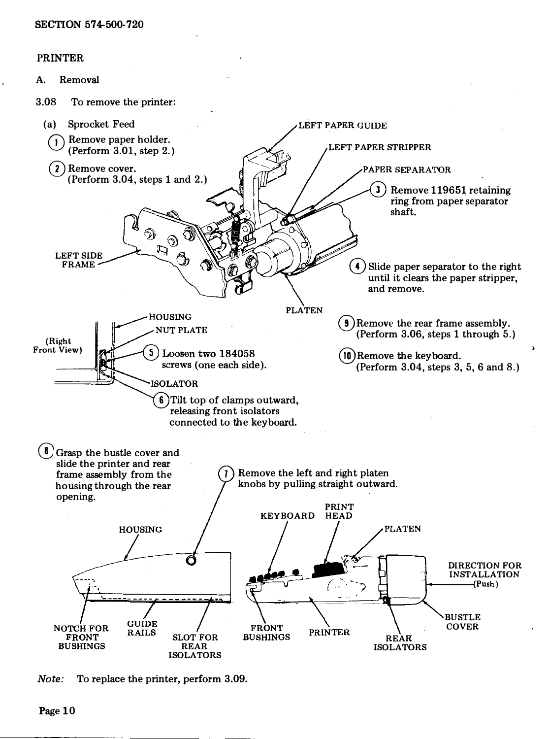## PRINTER

### A. Removal

3.08 To remove the printer:

(a) Sprocket Feed

1. Remove paper holder. (Perform 3.01, step 2.)
2. Remove cover. (Perform 3.04, steps 1 and 2.)
3. Remove 119651 retaining ring from paper separator shaft.
4. Slide paper separator to the right until it clears the paper stripper, and remove.
5. Loosen two 184058 screws (one each side).
6. Tilt top of clamps outward, releasing front isolators connected to the keyboard.
7. Remove the left and right platen knobs by pulling straight outward.
8. Grasp the bustle cover and slide the printer and rear frame assembly from the housing through the rear opening.
9. Remove the rear frame assembly. (Perform 3.06, steps 1 through 5.)
10. Remove the keyboard. (Perform 3.04, steps 3, 5, 6 and 8.)

LEFT PAPER GUIDE
LEFT PAPER STRIPPER
PAPER SEPARATOR
LEFT SIDE FRAME
PLATEN

(Right Front View)
HOUSING
NUT PLATE
ISOLATOR

HOUSING
NOTCH FOR FRONT BUSHINGS
GUIDE RAILS
SLOT FOR REAR ISOLATORS

KEYBOARD
PRINT HEAD
PLATEN
DIRECTION FOR INSTALLATION (Push)
BUSTLE COVER
FRONT BUSHINGS
PRINTER
REAR ISOLATORS

*Note:* To replace the printer, perform 3.09.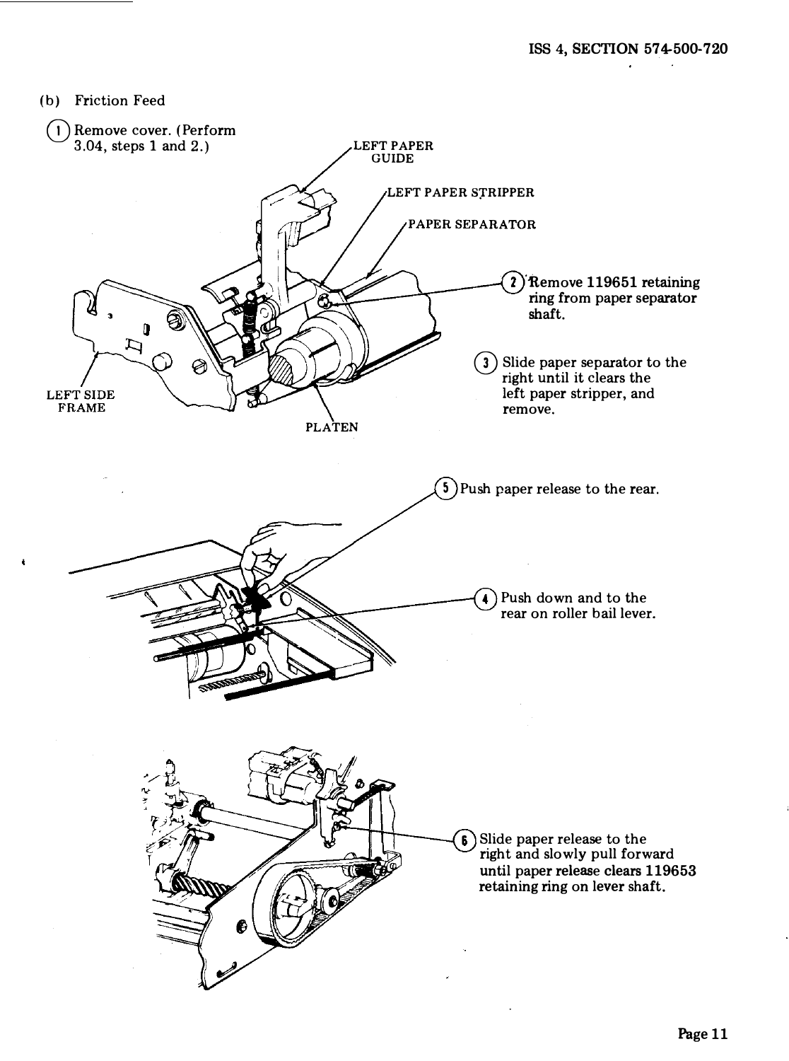(b) Friction Feed

(1) Remove cover. (Perform 3.04, steps 1 and 2.)

LEFT PAPER GUIDE

LEFT PAPER STRIPPER

PAPER SEPARATOR

(2) Remove 119651 retaining ring from paper separator shaft.

(3) Slide paper separator to the right until it clears the left paper stripper, and remove.

LEFT SIDE FRAME

PLATEN

(5) Push paper release to the rear.

(4) Push down and to the rear on roller bail lever.

(6) Slide paper release to the right and slowly pull forward until paper release clears 119653 retaining ring on lever shaft.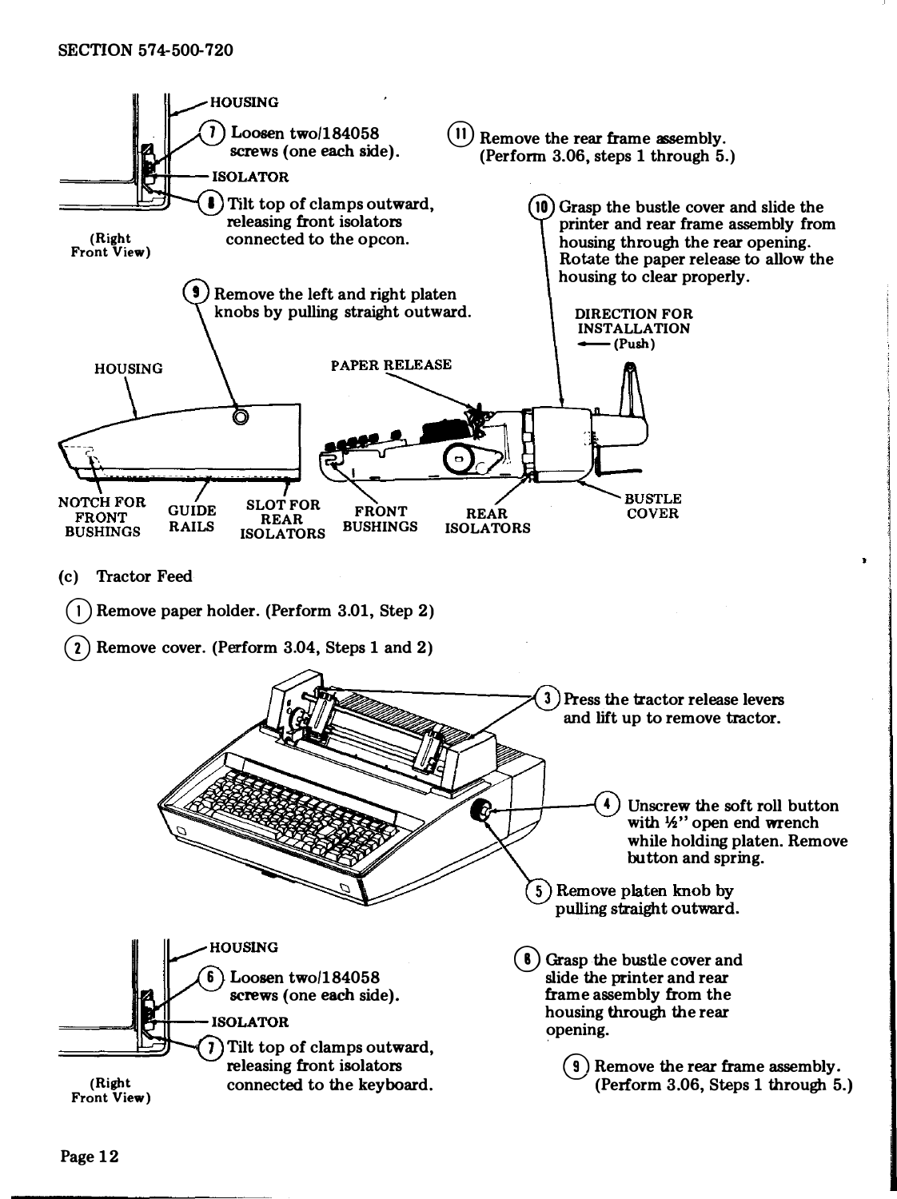(Right Front View)

HOUSING

ISOLATOR

(7) Loosen two/184058 screws (one each side).

(8) Tilt top of clamps outward, releasing front isolators connected to the opcon.

(9) Remove the left and right platen knobs by pulling straight outward.

(10) Grasp the bustle cover and slide the printer and rear frame assembly from housing through the rear opening. Rotate the paper release to allow the housing to clear properly.

(11) Remove the rear frame assembly. (Perform 3.06, steps 1 through 5.)

DIRECTION FOR INSTALLATION ← (Push)

HOUSING — NOTCH FOR FRONT BUSHINGS — GUIDE RAILS — SLOT FOR REAR ISOLATORS — PAPER RELEASE — FRONT BUSHINGS — REAR ISOLATORS — BUSTLE COVER

(c) Tractor Feed

(1) Remove paper holder. (Perform 3.01, Step 2)

(2) Remove cover. (Perform 3.04, Steps 1 and 2)

(3) Press the tractor release levers and lift up to remove tractor.

(4) Unscrew the soft roll button with ½" open end wrench while holding platen. Remove button and spring.

(5) Remove platen knob by pulling straight outward.

(Right Front View)

HOUSING

ISOLATOR

(6) Loosen two/184058 screws (one each side).

(7) Tilt top of clamps outward, releasing front isolators connected to the keyboard.

(8) Grasp the bustle cover and slide the printer and rear frame assembly from the housing through the rear opening.

(9) Remove the rear frame assembly. (Perform 3.06, Steps 1 through 5.)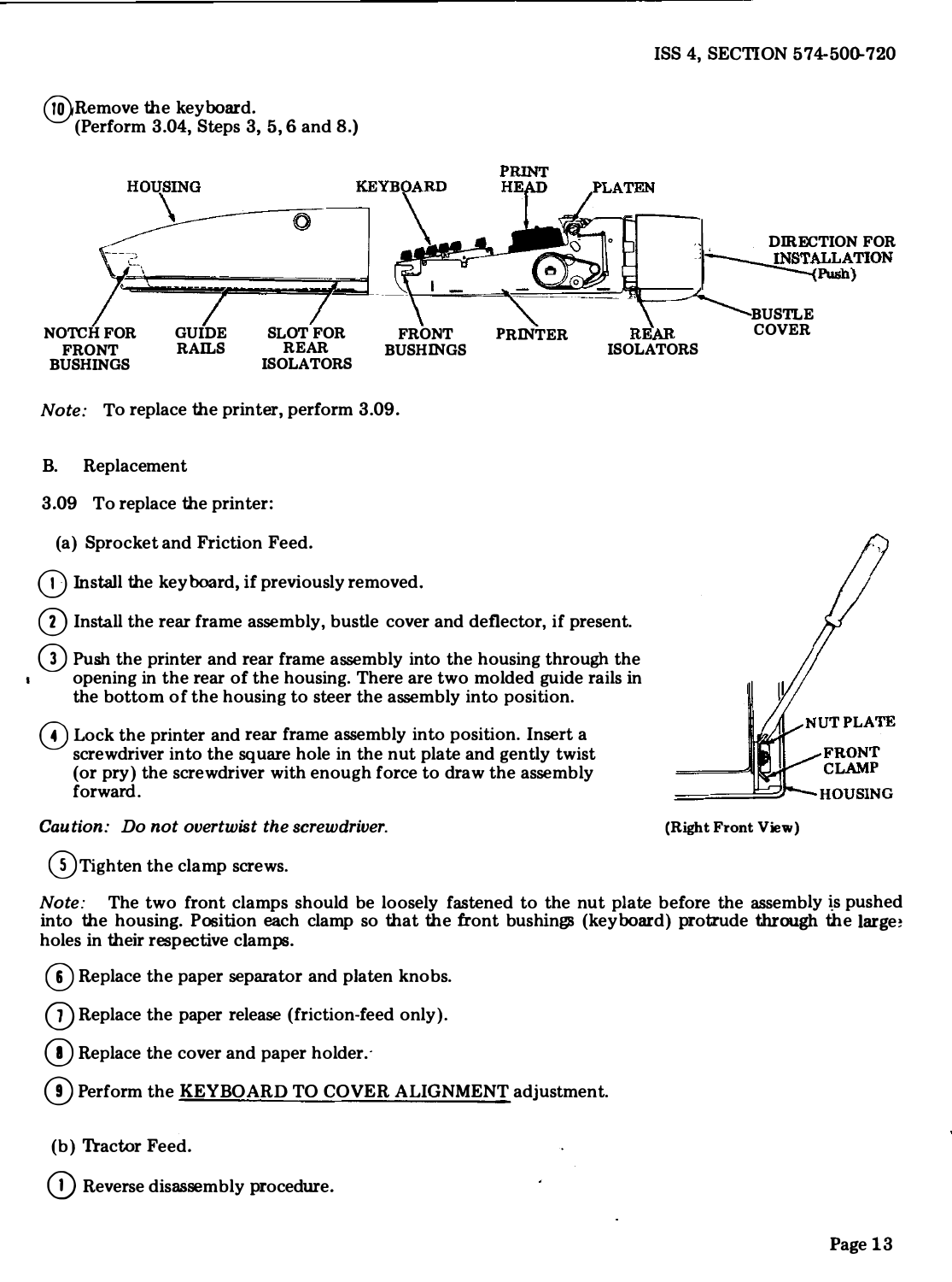(10) Remove the keyboard.
(Perform 3.04, Steps 3, 5, 6 and 8.)

*Note:* To replace the printer, perform 3.09.

B. Replacement

3.09 To replace the printer:

(a) Sprocket and Friction Feed.

(1) Install the keyboard, if previously removed.

(2) Install the rear frame assembly, bustle cover and deflector, if present.

(3) Push the printer and rear frame assembly into the housing through the opening in the rear of the housing. There are two molded guide rails in the bottom of the housing to steer the assembly into position.

(4) Lock the printer and rear frame assembly into position. Insert a screwdriver into the square hole in the nut plate and gently twist (or pry) the screwdriver with enough force to draw the assembly forward.

*Caution: Do not overtwist the screwdriver.*

(Right Front View)

(5) Tighten the clamp screws.

*Note:* The two front clamps should be loosely fastened to the nut plate before the assembly is pushed into the housing. Position each clamp so that the front bushings (keyboard) protrude through the larger holes in their respective clamps.

(6) Replace the paper separator and platen knobs.

(7) Replace the paper release (friction-feed only).

(8) Replace the cover and paper holder.

(9) Perform the KEYBOARD TO COVER ALIGNMENT adjustment.

(b) Tractor Feed.

(1) Reverse disassembly procedure.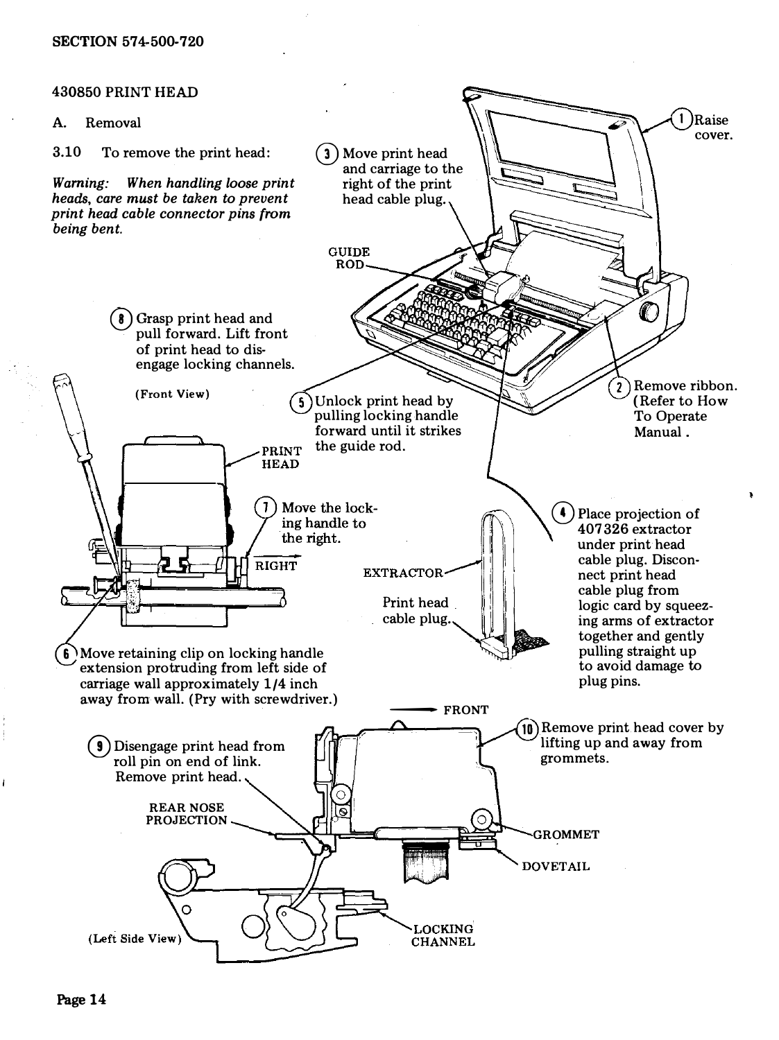430850 PRINT HEAD

A. Removal

3.10 To remove the print head:

*Warning: When handling loose print heads, care must be taken to prevent print head cable connector pins from being bent.*

(1) Raise cover.

(2) Remove ribbon. (Refer to How To Operate Manual.

(3) Move print head and carriage to the right of the print head cable plug.

GUIDE ROD

(4) Place projection of 407326 extractor under print head cable plug. Disconnect print head cable plug from logic card by squeezing arms of extractor together and gently pulling straight up to avoid damage to plug pins.

EXTRACTOR

Print head cable plug.

(5) Unlock print head by pulling locking handle forward until it strikes the guide rod.

(6) Move retaining clip on locking handle extension protruding from left side of carriage wall approximately 1/4 inch away from wall. (Pry with screwdriver.)

(7) Move the locking handle to the right.

(Front View)

PRINT HEAD

RIGHT

(8) Grasp print head and pull forward. Lift front of print head to disengage locking channels.

(9) Disengage print head from roll pin on end of link. Remove print head.

(10) Remove print head cover by lifting up and away from grommets.

FRONT

REAR NOSE PROJECTION

GROMMET

DOVETAIL

LOCKING CHANNEL

(Left Side View)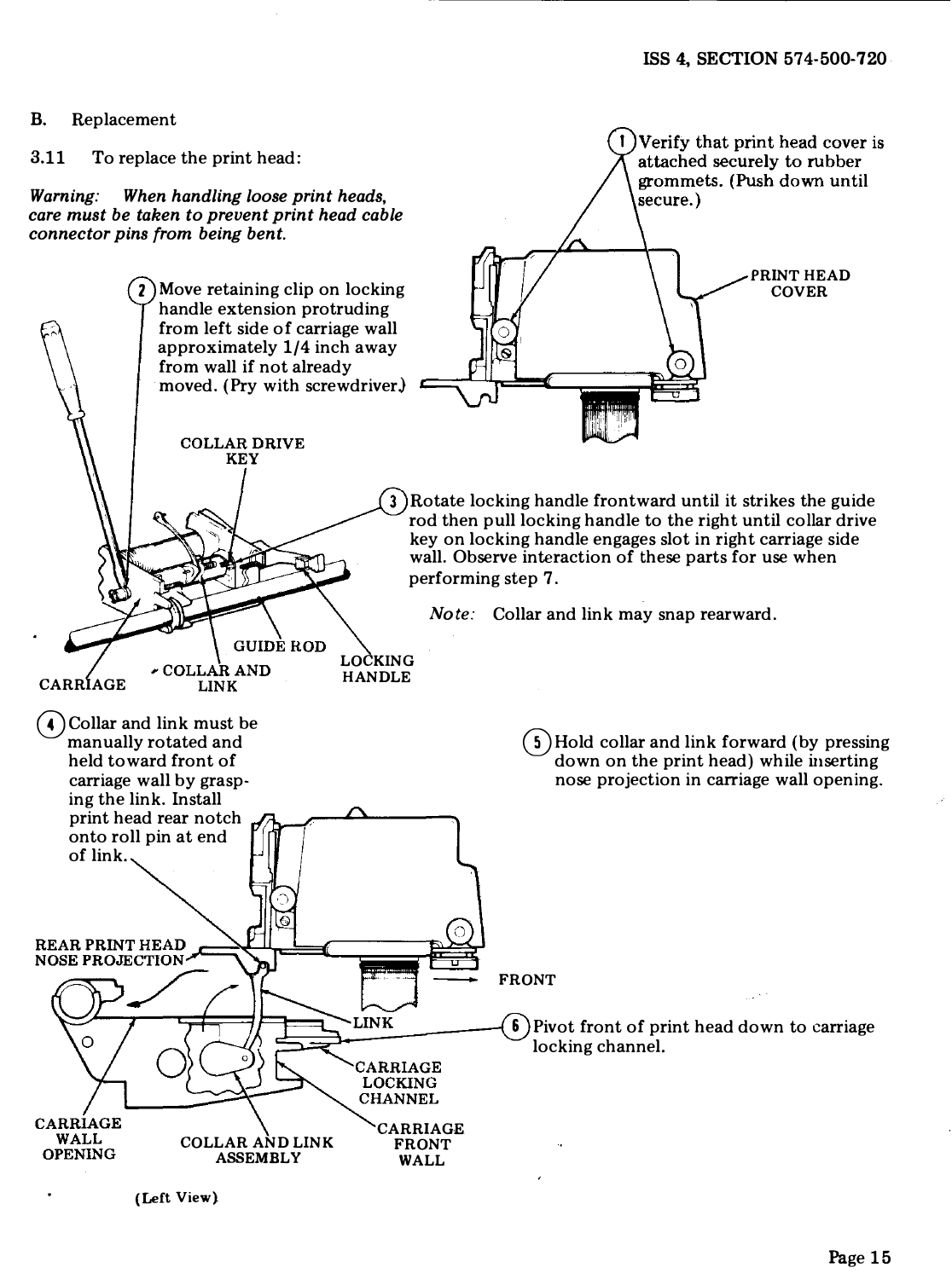B. Replacement

3.11 To replace the print head:

*Warning: When handling loose print heads, care must be taken to prevent print head cable connector pins from being bent.*

(1) Verify that print head cover is attached securely to rubber grommets. (Push down until secure.)

PRINT HEAD COVER

(2) Move retaining clip on locking handle extension protruding from left side of carriage wall approximately 1/4 inch away from wall if not already moved. (Pry with screwdriver.)

COLLAR DRIVE KEY

(3) Rotate locking handle frontward until it strikes the guide rod then pull locking handle to the right until collar drive key on locking handle engages slot in right carriage side wall. Observe interaction of these parts for use when performing step 7.

*Note:* Collar and link may snap rearward.

GUIDE ROD

LOCKING HANDLE

CARRIAGE

COLLAR AND LINK

(4) Collar and link must be manually rotated and held toward front of carriage wall by grasping the link. Install print head rear notch onto roll pin at end of link.

(5) Hold collar and link forward (by pressing down on the print head) while inserting nose projection in carriage wall opening.

REAR PRINT HEAD NOSE PROJECTION

FRONT

LINK

(6) Pivot front of print head down to carriage locking channel.

CARRIAGE LOCKING CHANNEL

CARRIAGE WALL OPENING

COLLAR AND LINK ASSEMBLY

CARRIAGE FRONT WALL

(Left View)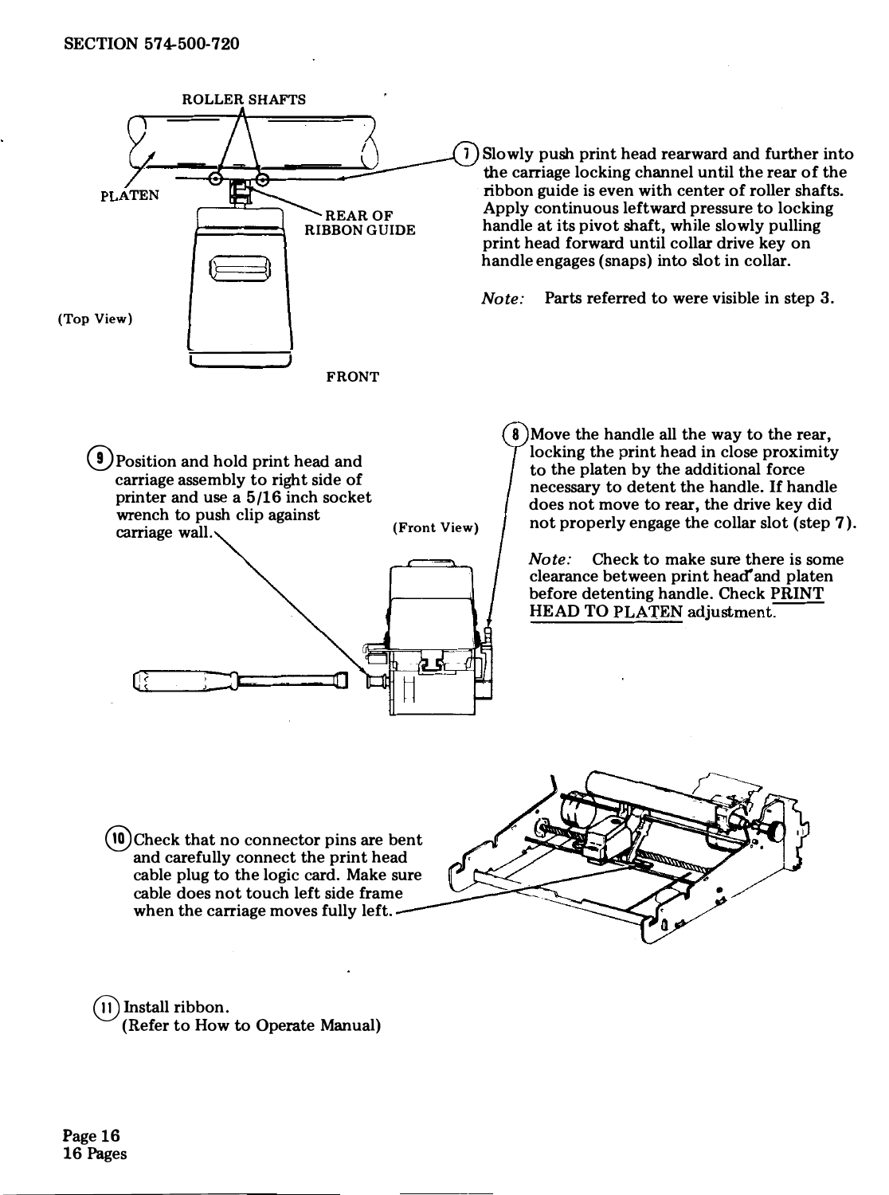ROLLER SHAFTS

PLATEN

REAR OF RIBBON GUIDE

(Top View)

FRONT

(7) Slowly push print head rearward and further into the carriage locking channel until the rear of the ribbon guide is even with center of roller shafts. Apply continuous leftward pressure to locking handle at its pivot shaft, while slowly pulling print head forward until collar drive key on handle engages (snaps) into slot in collar.

*Note:* Parts referred to were visible in step 3.

(8) Move the handle all the way to the rear, locking the print head in close proximity to the platen by the additional force necessary to detent the handle. If handle does not move to rear, the drive key did not properly engage the collar slot (step 7).

*Note:* Check to make sure there is some clearance between print head and platen before detenting handle. Check PRINT HEAD TO PLATEN adjustment.

(9) Position and hold print head and carriage assembly to right side of printer and use a 5/16 inch socket wrench to push clip against carriage wall.

(Front View)

(10) Check that no connector pins are bent and carefully connect the print head cable plug to the logic card. Make sure cable does not touch left side frame when the carriage moves fully left.

(11) Install ribbon.
(Refer to How to Operate Manual)